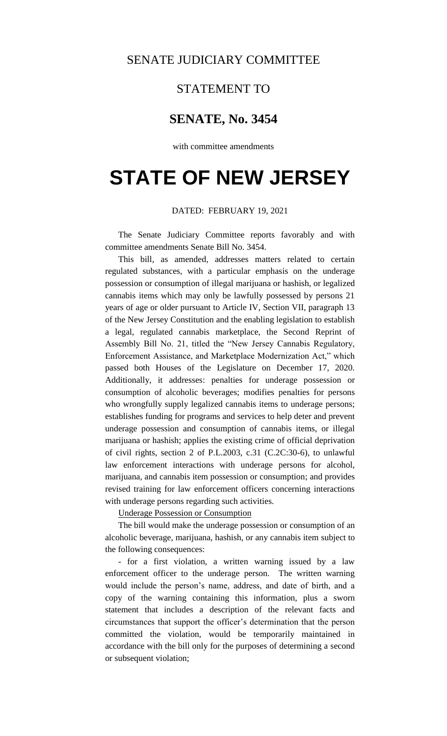# SENATE JUDICIARY COMMITTEE

## STATEMENT TO

## SENATE, No. 3454

with committee amendments

# STATE OF NEW JERSEY

DATED: FEBRUARY 19, 2021

The Senate Judiciary Committee reports favorably and with committee amendments Senate Bill No. 3454.

This bill, as amended, addresses matters related to certain regulated substances, with a particular emphasis on the underage possession or consumption of illegal marijuana or hashish, or legalized cannabis items which may only be lawfully possessed by persons 21 years of age or older pursuant to Article IV, Section VII, paragraph 13 of the New Jersey Constitution and the enabling legislation to establish a legal, regulated cannabis marketplace, the Second Reprint of Assembly Bill No. 21, titled the "New Jersey Cannabis Regulatory, Enforcement Assistance, and Marketplace Modernization Act," which passed both Houses of the Legislature on December 17, 2020. Additionally, it addresses: penalties for underage possession or consumption of alcoholic beverages; modifies penalties for persons who wrongfully supply legalized cannabis items to underage persons; establishes funding for programs and services to help deter and prevent underage possession and consumption of cannabis items, or illegal marijuana or hashish; applies the existing crime of official deprivation of civil rights, section 2 of P.L.2003, c.31 (C.2C:30-6), to unlawful law enforcement interactions with underage persons for alcohol, marijuana, and cannabis item possession or consumption; and provides revised training for law enforcement officers concerning interactions with underage persons regarding such activities.

Underage Possession or Consumption

The bill would make the underage possession or consumption of an alcoholic beverage, marijuana, hashish, or any cannabis item subject to the following consequences:

- for a first violation, a written warning issued by a law enforcement officer to the underage person. The written warning would include the person's name, address, and date of birth, and a copy of the warning containing this information, plus a sworn statement that includes a description of the relevant facts and circumstances that support the officer's determination that the person committed the violation, would be temporarily maintained in accordance with the bill only for the purposes of determining a second or subsequent violation;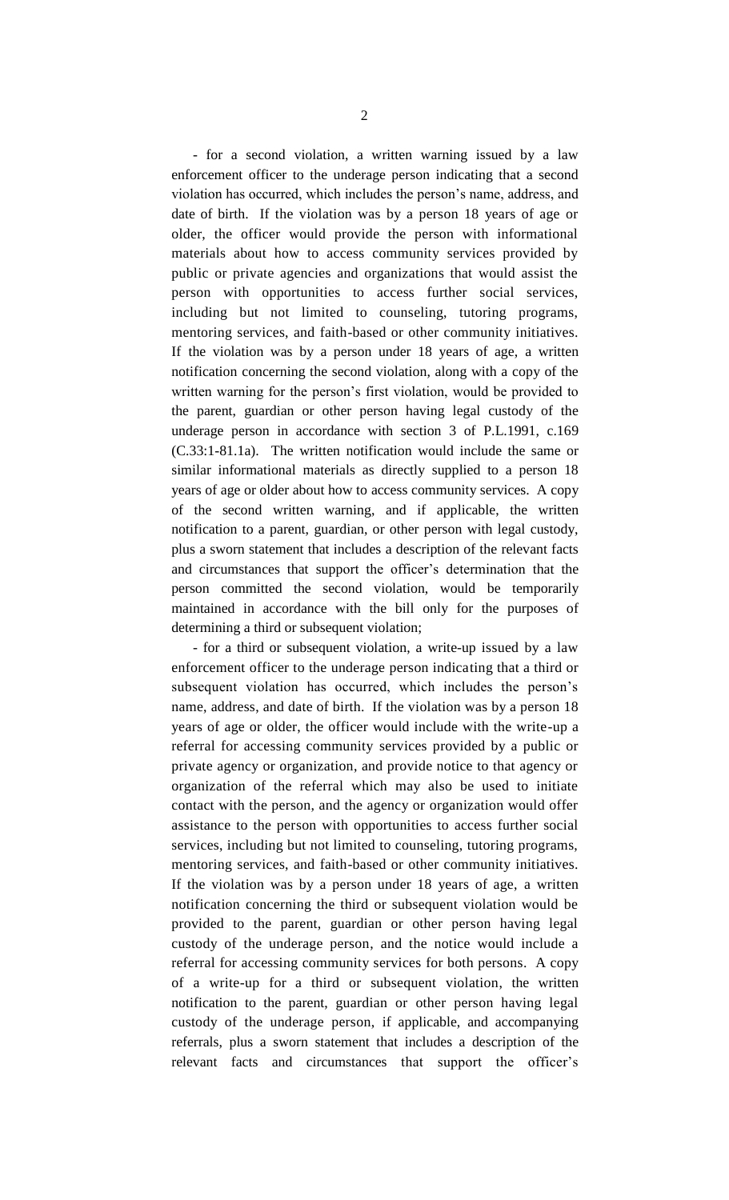- for a second violation, a written warning issued by a law enforcement officer to the underage person indicating that a second violation has occurred, which includes the person's name, address, and date of birth. If the violation was by a person 18 years of age or older, the officer would provide the person with informational materials about how to access community services provided by public or private agencies and organizations that would assist the person with opportunities to access further social services, including but not limited to counseling, tutoring programs, mentoring services, and faith-based or other community initiatives. If the violation was by a person under 18 years of age, a written notification concerning the second violation, along with a copy of the written warning for the person's first violation, would be provided to the parent, guardian or other person having legal custody of the underage person in accordance with section 3 of P.L.1991, c.169 (C.33:1-81.1a). The written notification would include the same or similar informational materials as directly supplied to a person 18 years of age or older about how to access community services. A copy of the second written warning, and if applicable, the written notification to a parent, guardian, or other person with legal custody, plus a sworn statement that includes a description of the relevant facts and circumstances that support the officer's determination that the person committed the second violation, would be temporarily maintained in accordance with the bill only for the purposes of determining a third or subsequent violation;

- for a third or subsequent violation, a write-up issued by a law enforcement officer to the underage person indicating that a third or subsequent violation has occurred, which includes the person's name, address, and date of birth. If the violation was by a person 18 years of age or older, the officer would include with the write-up a referral for accessing community services provided by a public or private agency or organization, and provide notice to that agency or organization of the referral which may also be used to initiate contact with the person, and the agency or organization would offer assistance to the person with opportunities to access further social services, including but not limited to counseling, tutoring programs, mentoring services, and faith-based or other community initiatives. If the violation was by a person under 18 years of age, a written notification concerning the third or subsequent violation would be provided to the parent, guardian or other person having legal custody of the underage person, and the notice would include a referral for accessing community services for both persons. A copy of a write-up for a third or subsequent violation, the written notification to the parent, guardian or other person having legal custody of the underage person, if applicable, and accompanying referrals, plus a sworn statement that includes a description of the relevant facts and circumstances that support the officer's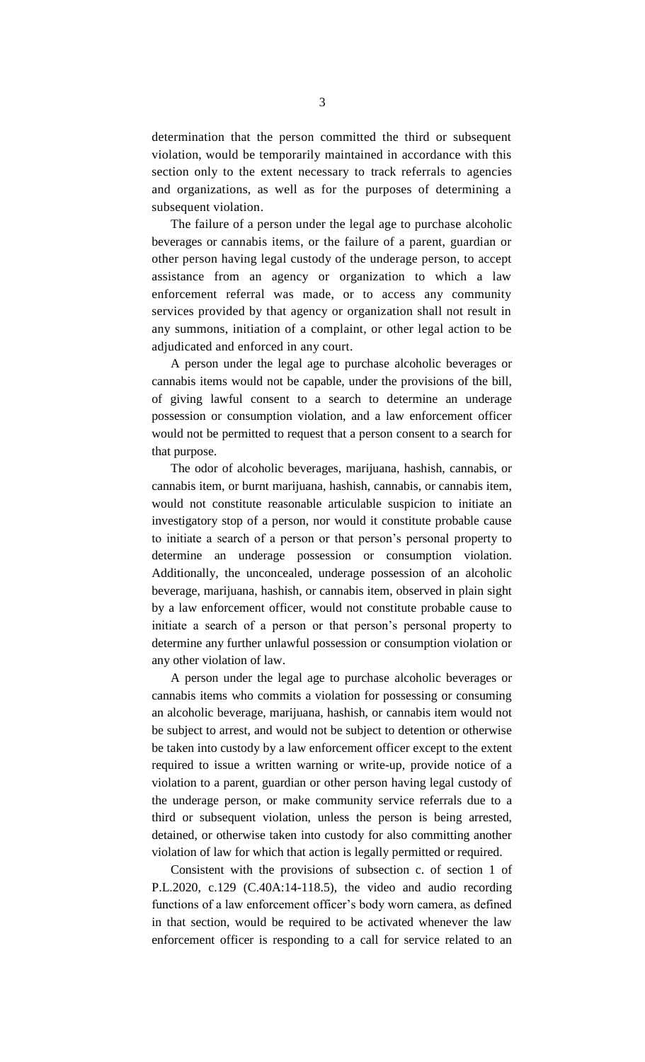determination that the person committed the third or subsequent violation, would be temporarily maintained in accordance with this section only to the extent necessary to track referrals to agencies and organizations, as well as for the purposes of determining a subsequent violation.

The failure of a person under the legal age to purchase alcoholic beverages or cannabis items, or the failure of a parent, guardian or other person having legal custody of the underage person, to accept assistance from an agency or organization to which a law enforcement referral was made, or to access any community services provided by that agency or organization shall not result in any summons, initiation of a complaint, or other legal action to be adjudicated and enforced in any court.

A person under the legal age to purchase alcoholic beverages or cannabis items would not be capable, under the provisions of the bill, of giving lawful consent to a search to determine an underage possession or consumption violation, and a law enforcement officer would not be permitted to request that a person consent to a search for that purpose.

The odor of alcoholic beverages, marijuana, hashish, cannabis, or cannabis item, or burnt marijuana, hashish, cannabis, or cannabis item, would not constitute reasonable articulable suspicion to initiate an investigatory stop of a person, nor would it constitute probable cause to initiate a search of a person or that person's personal property to determine an underage possession or consumption violation. Additionally, the unconcealed, underage possession of an alcoholic beverage, marijuana, hashish, or cannabis item, observed in plain sight by a law enforcement officer, would not constitute probable cause to initiate a search of a person or that person's personal property to determine any further unlawful possession or consumption violation or any other violation of law.

A person under the legal age to purchase alcoholic beverages or cannabis items who commits a violation for possessing or consuming an alcoholic beverage, marijuana, hashish, or cannabis item would not be subject to arrest, and would not be subject to detention or otherwise be taken into custody by a law enforcement officer except to the extent required to issue a written warning or write-up, provide notice of a violation to a parent, guardian or other person having legal custody of the underage person, or make community service referrals due to a third or subsequent violation, unless the person is being arrested, detained, or otherwise taken into custody for also committing another violation of law for which that action is legally permitted or required.

Consistent with the provisions of subsection c. of section 1 of P.L.2020, c.129 (C.40A:14-118.5), the video and audio recording functions of a law enforcement officer's body worn camera, as defined in that section, would be required to be activated whenever the law enforcement officer is responding to a call for service related to an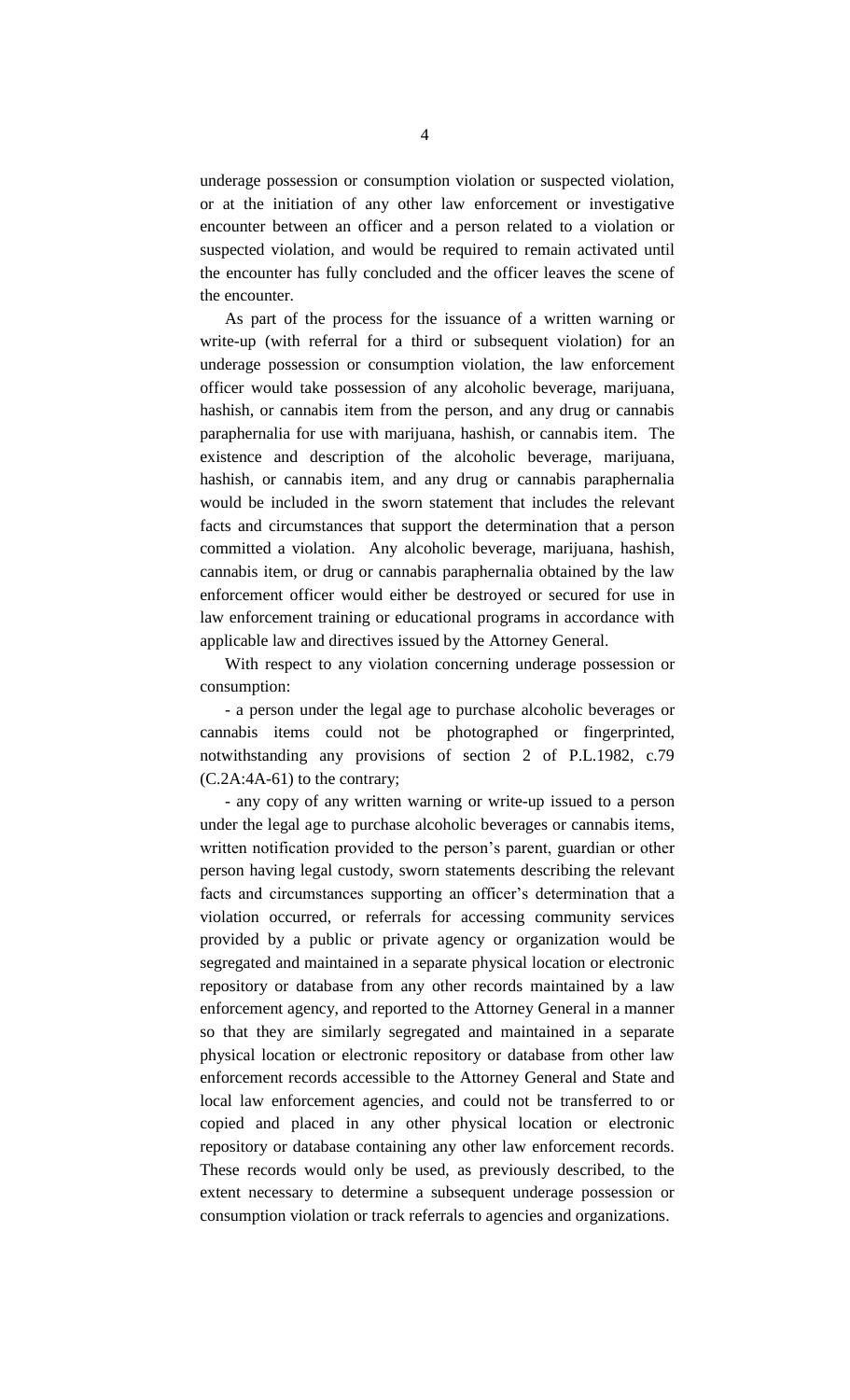underage possession or consumption violation or suspected violation, or at the initiation of any other law enforcement or investigative encounter between an officer and a person related to a violation or suspected violation, and would be required to remain activated until the encounter has fully concluded and the officer leaves the scene of the encounter.

As part of the process for the issuance of a written warning or write-up (with referral for a third or subsequent violation) for an underage possession or consumption violation, the law enforcement officer would take possession of any alcoholic beverage, marijuana, hashish, or cannabis item from the person, and any drug or cannabis paraphernalia for use with marijuana, hashish, or cannabis item. The existence and description of the alcoholic beverage, marijuana, hashish, or cannabis item, and any drug or cannabis paraphernalia would be included in the sworn statement that includes the relevant facts and circumstances that support the determination that a person committed a violation. Any alcoholic beverage, marijuana, hashish, cannabis item, or drug or cannabis paraphernalia obtained by the law enforcement officer would either be destroyed or secured for use in law enforcement training or educational programs in accordance with applicable law and directives issued by the Attorney General.

With respect to any violation concerning underage possession or consumption:

- a person under the legal age to purchase alcoholic beverages or cannabis items could not be photographed or fingerprinted, notwithstanding any provisions of section 2 of P.L.1982, c.79 (C.2A:4A-61) to the contrary;

- any copy of any written warning or write-up issued to a person under the legal age to purchase alcoholic beverages or cannabis items, written notification provided to the person's parent, guardian or other person having legal custody, sworn statements describing the relevant facts and circumstances supporting an officer's determination that a violation occurred, or referrals for accessing community services provided by a public or private agency or organization would be segregated and maintained in a separate physical location or electronic repository or database from any other records maintained by a law enforcement agency, and reported to the Attorney General in a manner so that they are similarly segregated and maintained in a separate physical location or electronic repository or database from other law enforcement records accessible to the Attorney General and State and local law enforcement agencies, and could not be transferred to or copied and placed in any other physical location or electronic repository or database containing any other law enforcement records. These records would only be used, as previously described, to the extent necessary to determine a subsequent underage possession or consumption violation or track referrals to agencies and organizations.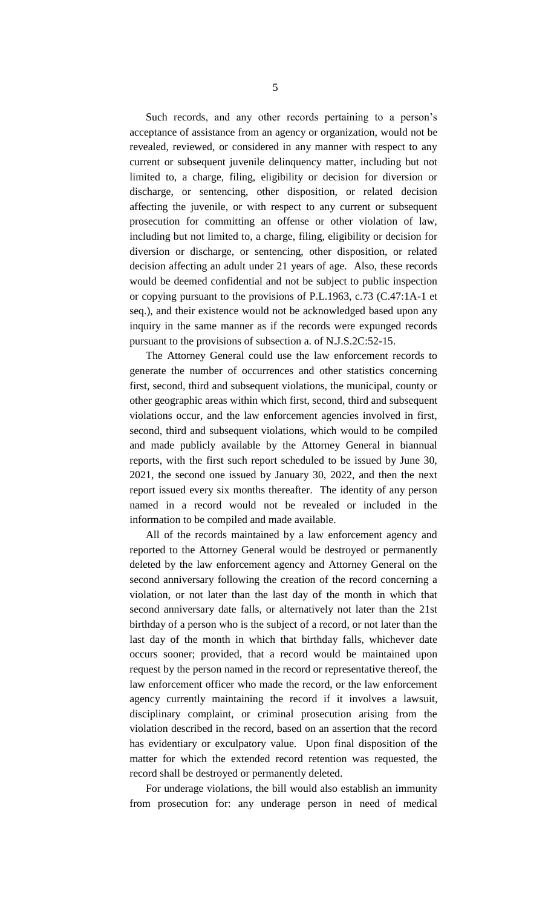Such records, and any other records pertaining to a person's acceptance of assistance from an agency or organization, would not be revealed, reviewed, or considered in any manner with respect to any current or subsequent juvenile delinquency matter, including but not limited to, a charge, filing, eligibility or decision for diversion or discharge, or sentencing, other disposition, or related decision affecting the juvenile, or with respect to any current or subsequent prosecution for committing an offense or other violation of law, including but not limited to, a charge, filing, eligibility or decision for diversion or discharge, or sentencing, other disposition, or related decision affecting an adult under 21 years of age. Also, these records would be deemed confidential and not be subject to public inspection or copying pursuant to the provisions of P.L.1963, c.73 (C.47:1A-1 et seq.), and their existence would not be acknowledged based upon any inquiry in the same manner as if the records were expunged records pursuant to the provisions of subsection a. of N.J.S.2C:52-15.

The Attorney General could use the law enforcement records to generate the number of occurrences and other statistics concerning first, second, third and subsequent violations, the municipal, county or other geographic areas within which first, second, third and subsequent violations occur, and the law enforcement agencies involved in first, second, third and subsequent violations, which would to be compiled and made publicly available by the Attorney General in biannual reports, with the first such report scheduled to be issued by June 30, 2021, the second one issued by January 30, 2022, and then the next report issued every six months thereafter. The identity of any person named in a record would not be revealed or included in the information to be compiled and made available.

All of the records maintained by a law enforcement agency and reported to the Attorney General would be destroyed or permanently deleted by the law enforcement agency and Attorney General on the second anniversary following the creation of the record concerning a violation, or not later than the last day of the month in which that second anniversary date falls, or alternatively not later than the 21st birthday of a person who is the subject of a record, or not later than the last day of the month in which that birthday falls, whichever date occurs sooner; provided, that a record would be maintained upon request by the person named in the record or representative thereof, the law enforcement officer who made the record, or the law enforcement agency currently maintaining the record if it involves a lawsuit, disciplinary complaint, or criminal prosecution arising from the violation described in the record, based on an assertion that the record has evidentiary or exculpatory value. Upon final disposition of the matter for which the extended record retention was requested, the record shall be destroyed or permanently deleted.

For underage violations, the bill would also establish an immunity from prosecution for: any underage person in need of medical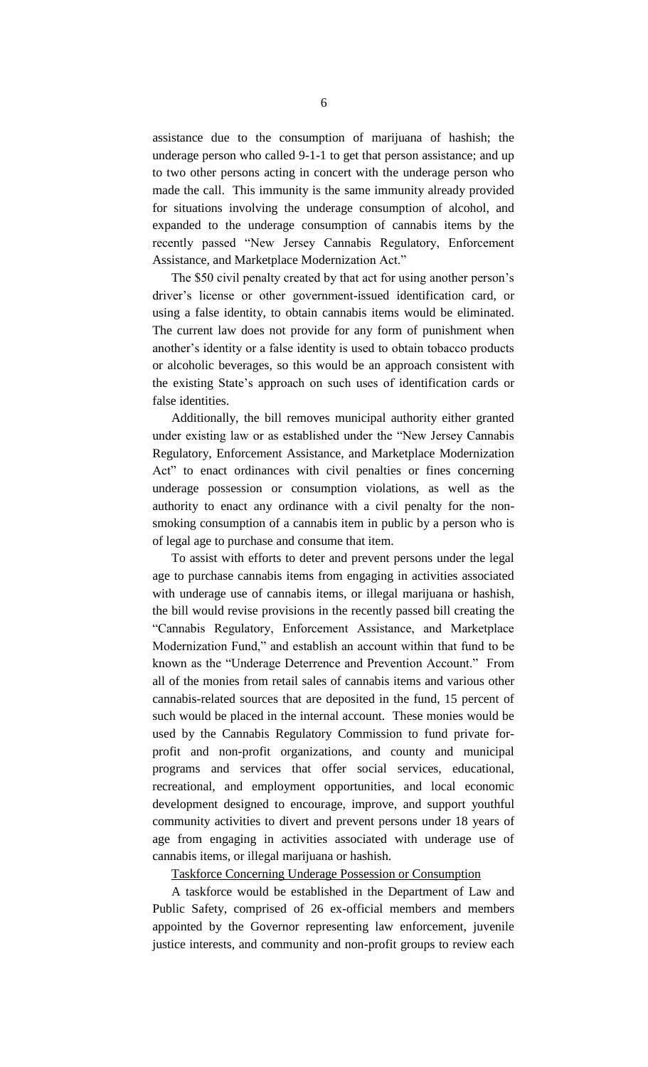assistance due to the consumption of marijuana of hashish; the underage person who called 9-1-1 to get that person assistance; and up to two other persons acting in concert with the underage person who made the call. This immunity is the same immunity already provided for situations involving the underage consumption of alcohol, and expanded to the underage consumption of cannabis items by the recently passed "New Jersey Cannabis Regulatory, Enforcement Assistance, and Marketplace Modernization Act."

The $50 civil penalty created by that act for using another person's driver's license or other government-issued identification card, or using a false identity, to obtain cannabis items would be eliminated. The current law does not provide for any form of punishment when another's identity or a false identity is used to obtain tobacco products or alcoholic beverages, so this would be an approach consistent with the existing State's approach on such uses of identification cards or false identities.

Additionally, the bill removes municipal authority either granted under existing law or as established under the "New Jersey Cannabis Regulatory, Enforcement Assistance, and Marketplace Modernization Act" to enact ordinances with civil penalties or fines concerning underage possession or consumption violations, as well as the authority to enact any ordinance with a civil penalty for the non-smoking consumption of a cannabis item in public by a person who is of legal age to purchase and consume that item.

To assist with efforts to deter and prevent persons under the legal age to purchase cannabis items from engaging in activities associated with underage use of cannabis items, or illegal marijuana or hashish, the bill would revise provisions in the recently passed bill creating the "Cannabis Regulatory, Enforcement Assistance, and Marketplace Modernization Fund," and establish an account within that fund to be known as the "Underage Deterrence and Prevention Account." From all of the monies from retail sales of cannabis items and various other cannabis-related sources that are deposited in the fund, 15 percent of such would be placed in the internal account. These monies would be used by the Cannabis Regulatory Commission to fund private for-profit and non-profit organizations, and county and municipal programs and services that offer social services, educational, recreational, and employment opportunities, and local economic development designed to encourage, improve, and support youthful community activities to divert and prevent persons under 18 years of age from engaging in activities associated with underage use of cannabis items, or illegal marijuana or hashish.

Taskforce Concerning Underage Possession or Consumption

A taskforce would be established in the Department of Law and Public Safety, comprised of 26 ex-official members and members appointed by the Governor representing law enforcement, juvenile justice interests, and community and non-profit groups to review each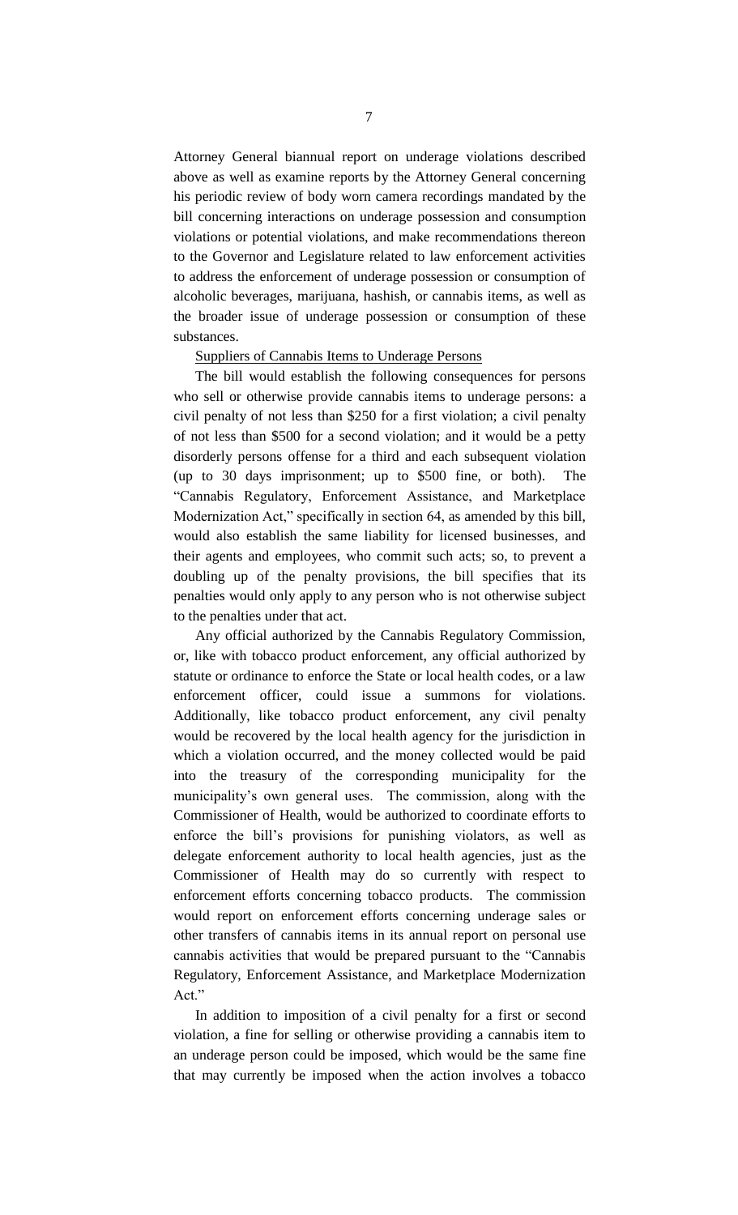Attorney General biannual report on underage violations described above as well as examine reports by the Attorney General concerning his periodic review of body worn camera recordings mandated by the bill concerning interactions on underage possession and consumption violations or potential violations, and make recommendations thereon to the Governor and Legislature related to law enforcement activities to address the enforcement of underage possession or consumption of alcoholic beverages, marijuana, hashish, or cannabis items, as well as the broader issue of underage possession or consumption of these substances.

Suppliers of Cannabis Items to Underage Persons

The bill would establish the following consequences for persons who sell or otherwise provide cannabis items to underage persons: a civil penalty of not less than \$250 for a first violation; a civil penalty of not less than \$500 for a second violation; and it would be a petty disorderly persons offense for a third and each subsequent violation (up to 30 days imprisonment; up to \$500 fine, or both). The "Cannabis Regulatory, Enforcement Assistance, and Marketplace Modernization Act," specifically in section 64, as amended by this bill, would also establish the same liability for licensed businesses, and their agents and employees, who commit such acts; so, to prevent a doubling up of the penalty provisions, the bill specifies that its penalties would only apply to any person who is not otherwise subject to the penalties under that act.

Any official authorized by the Cannabis Regulatory Commission, or, like with tobacco product enforcement, any official authorized by statute or ordinance to enforce the State or local health codes, or a law enforcement officer, could issue a summons for violations. Additionally, like tobacco product enforcement, any civil penalty would be recovered by the local health agency for the jurisdiction in which a violation occurred, and the money collected would be paid into the treasury of the corresponding municipality for the municipality's own general uses. The commission, along with the Commissioner of Health, would be authorized to coordinate efforts to enforce the bill's provisions for punishing violators, as well as delegate enforcement authority to local health agencies, just as the Commissioner of Health may do so currently with respect to enforcement efforts concerning tobacco products. The commission would report on enforcement efforts concerning underage sales or other transfers of cannabis items in its annual report on personal use cannabis activities that would be prepared pursuant to the "Cannabis Regulatory, Enforcement Assistance, and Marketplace Modernization Act."

In addition to imposition of a civil penalty for a first or second violation, a fine for selling or otherwise providing a cannabis item to an underage person could be imposed, which would be the same fine that may currently be imposed when the action involves a tobacco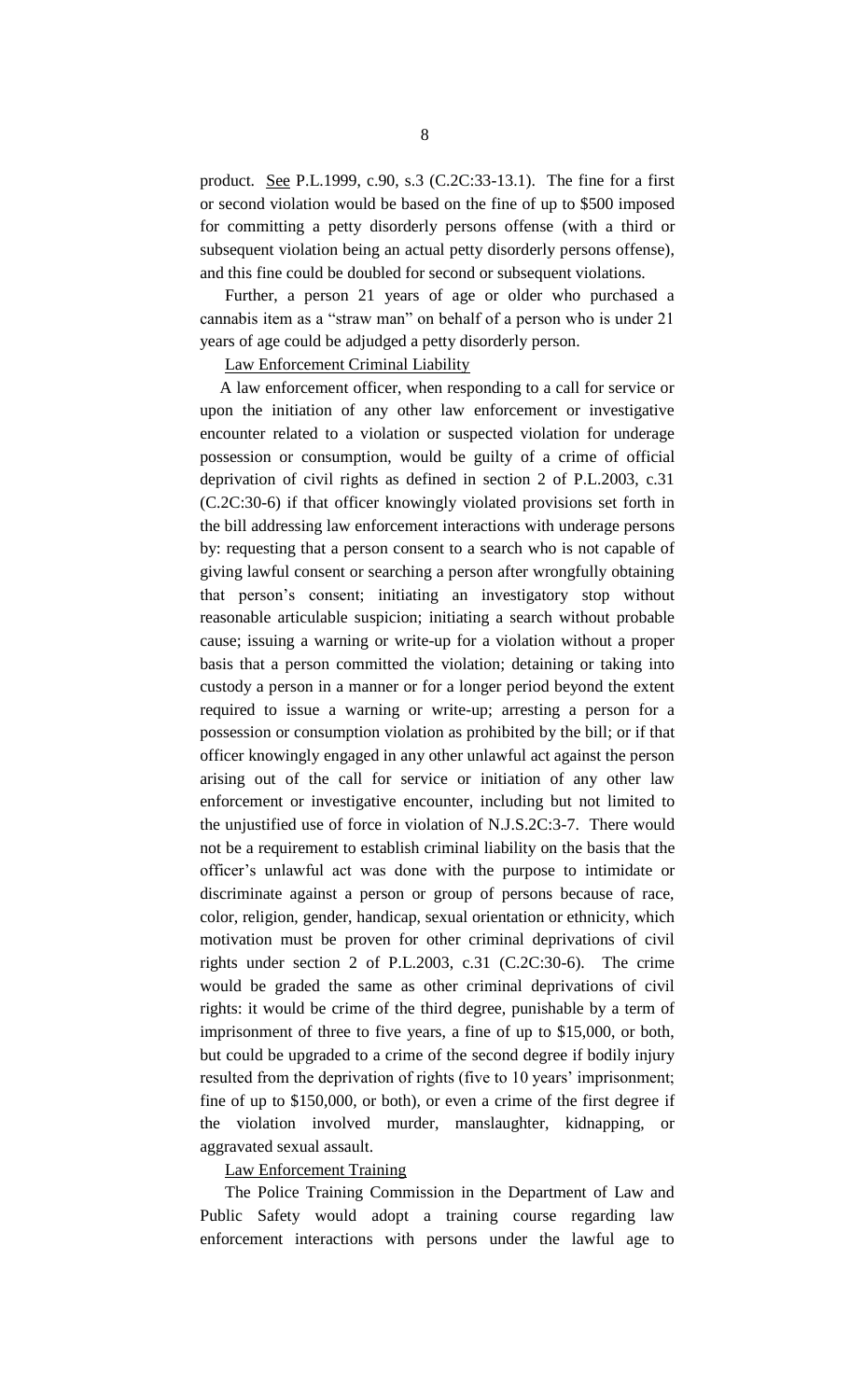product. See P.L.1999, c.90, s.3 (C.2C:33-13.1). The fine for a first or second violation would be based on the fine of up to $500 imposed for committing a petty disorderly persons offense (with a third or subsequent violation being an actual petty disorderly persons offense), and this fine could be doubled for second or subsequent violations.

Further, a person 21 years of age or older who purchased a cannabis item as a "straw man" on behalf of a person who is under 21 years of age could be adjudged a petty disorderly person.

Law Enforcement Criminal Liability

A law enforcement officer, when responding to a call for service or upon the initiation of any other law enforcement or investigative encounter related to a violation or suspected violation for underage possession or consumption, would be guilty of a crime of official deprivation of civil rights as defined in section 2 of P.L.2003, c.31 (C.2C:30-6) if that officer knowingly violated provisions set forth in the bill addressing law enforcement interactions with underage persons by: requesting that a person consent to a search who is not capable of giving lawful consent or searching a person after wrongfully obtaining that person's consent; initiating an investigatory stop without reasonable articulable suspicion; initiating a search without probable cause; issuing a warning or write-up for a violation without a proper basis that a person committed the violation; detaining or taking into custody a person in a manner or for a longer period beyond the extent required to issue a warning or write-up; arresting a person for a possession or consumption violation as prohibited by the bill; or if that officer knowingly engaged in any other unlawful act against the person arising out of the call for service or initiation of any other law enforcement or investigative encounter, including but not limited to the unjustified use of force in violation of N.J.S.2C:3-7. There would not be a requirement to establish criminal liability on the basis that the officer's unlawful act was done with the purpose to intimidate or discriminate against a person or group of persons because of race, color, religion, gender, handicap, sexual orientation or ethnicity, which motivation must be proven for other criminal deprivations of civil rights under section 2 of P.L.2003, c.31 (C.2C:30-6). The crime would be graded the same as other criminal deprivations of civil rights: it would be crime of the third degree, punishable by a term of imprisonment of three to five years, a fine of up to $15,000, or both, but could be upgraded to a crime of the second degree if bodily injury resulted from the deprivation of rights (five to 10 years' imprisonment; fine of up to $150,000, or both), or even a crime of the first degree if the violation involved murder, manslaughter, kidnapping, or aggravated sexual assault.

Law Enforcement Training

The Police Training Commission in the Department of Law and Public Safety would adopt a training course regarding law enforcement interactions with persons under the lawful age to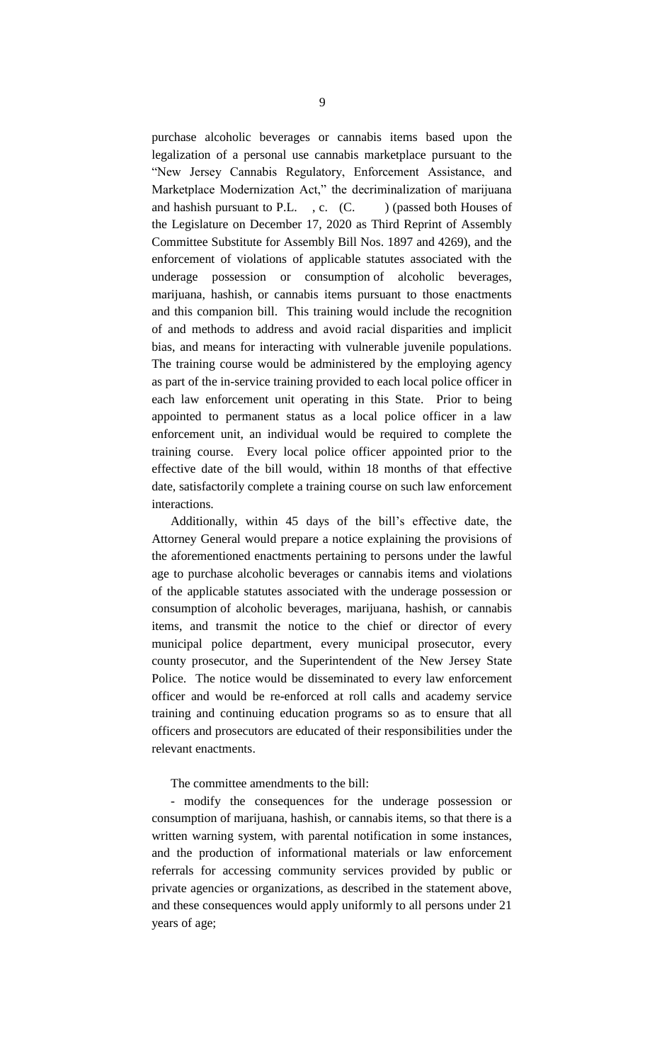purchase alcoholic beverages or cannabis items based upon the legalization of a personal use cannabis marketplace pursuant to the "New Jersey Cannabis Regulatory, Enforcement Assistance, and Marketplace Modernization Act," the decriminalization of marijuana and hashish pursuant to P.L. , c. (C. ) (passed both Houses of the Legislature on December 17, 2020 as Third Reprint of Assembly Committee Substitute for Assembly Bill Nos. 1897 and 4269), and the enforcement of violations of applicable statutes associated with the underage possession or consumption of alcoholic beverages, marijuana, hashish, or cannabis items pursuant to those enactments and this companion bill. This training would include the recognition of and methods to address and avoid racial disparities and implicit bias, and means for interacting with vulnerable juvenile populations. The training course would be administered by the employing agency as part of the in-service training provided to each local police officer in each law enforcement unit operating in this State. Prior to being appointed to permanent status as a local police officer in a law enforcement unit, an individual would be required to complete the training course. Every local police officer appointed prior to the effective date of the bill would, within 18 months of that effective date, satisfactorily complete a training course on such law enforcement interactions.

Additionally, within 45 days of the bill's effective date, the Attorney General would prepare a notice explaining the provisions of the aforementioned enactments pertaining to persons under the lawful age to purchase alcoholic beverages or cannabis items and violations of the applicable statutes associated with the underage possession or consumption of alcoholic beverages, marijuana, hashish, or cannabis items, and transmit the notice to the chief or director of every municipal police department, every municipal prosecutor, every county prosecutor, and the Superintendent of the New Jersey State Police. The notice would be disseminated to every law enforcement officer and would be re-enforced at roll calls and academy service training and continuing education programs so as to ensure that all officers and prosecutors are educated of their responsibilities under the relevant enactments.

The committee amendments to the bill:

- modify the consequences for the underage possession or consumption of marijuana, hashish, or cannabis items, so that there is a written warning system, with parental notification in some instances, and the production of informational materials or law enforcement referrals for accessing community services provided by public or private agencies or organizations, as described in the statement above, and these consequences would apply uniformly to all persons under 21 years of age;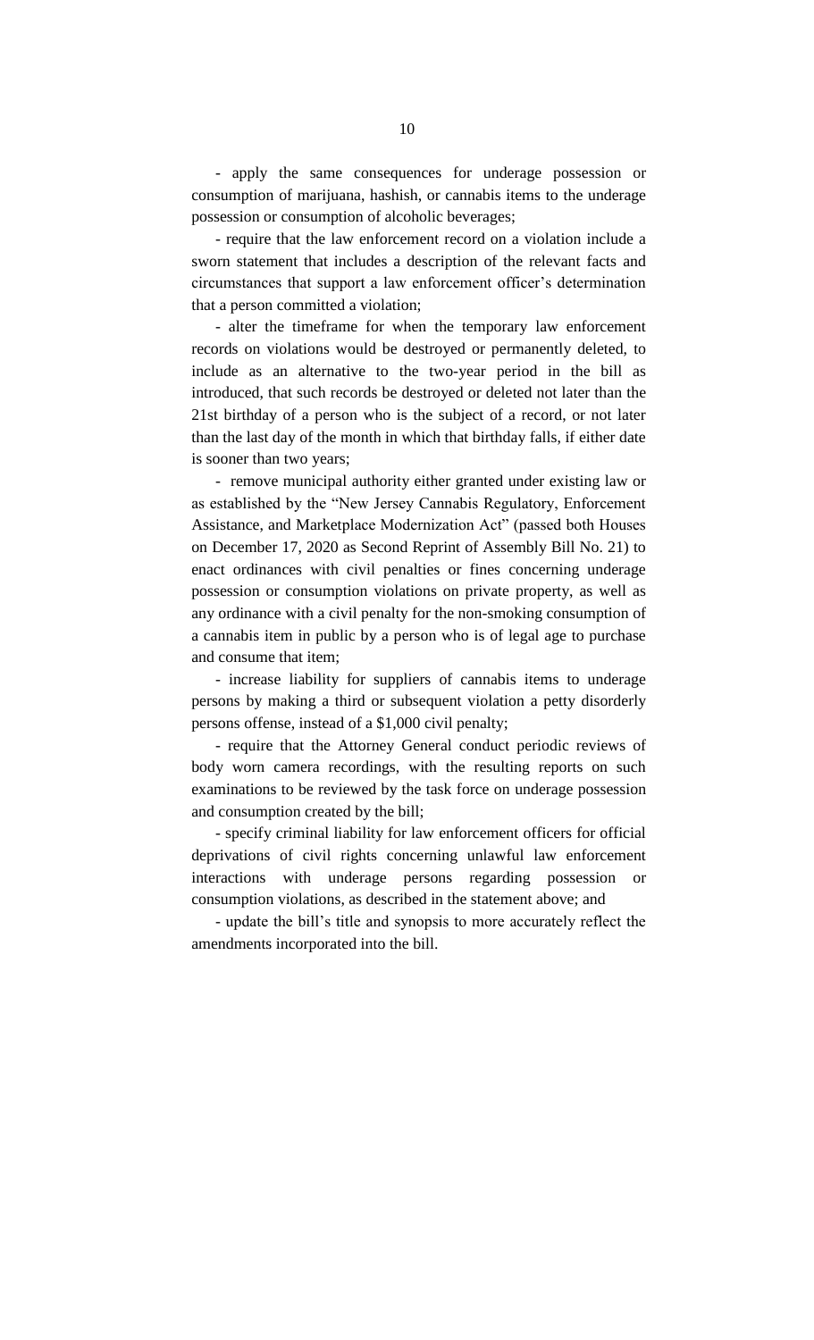- apply the same consequences for underage possession or consumption of marijuana, hashish, or cannabis items to the underage possession or consumption of alcoholic beverages;

- require that the law enforcement record on a violation include a sworn statement that includes a description of the relevant facts and circumstances that support a law enforcement officer's determination that a person committed a violation;

- alter the timeframe for when the temporary law enforcement records on violations would be destroyed or permanently deleted, to include as an alternative to the two-year period in the bill as introduced, that such records be destroyed or deleted not later than the 21st birthday of a person who is the subject of a record, or not later than the last day of the month in which that birthday falls, if either date is sooner than two years;

- remove municipal authority either granted under existing law or as established by the "New Jersey Cannabis Regulatory, Enforcement Assistance, and Marketplace Modernization Act" (passed both Houses on December 17, 2020 as Second Reprint of Assembly Bill No. 21) to enact ordinances with civil penalties or fines concerning underage possession or consumption violations on private property, as well as any ordinance with a civil penalty for the non-smoking consumption of a cannabis item in public by a person who is of legal age to purchase and consume that item;

- increase liability for suppliers of cannabis items to underage persons by making a third or subsequent violation a petty disorderly persons offense, instead of a $1,000 civil penalty;

- require that the Attorney General conduct periodic reviews of body worn camera recordings, with the resulting reports on such examinations to be reviewed by the task force on underage possession and consumption created by the bill;

- specify criminal liability for law enforcement officers for official deprivations of civil rights concerning unlawful law enforcement interactions with underage persons regarding possession or consumption violations, as described in the statement above; and

- update the bill's title and synopsis to more accurately reflect the amendments incorporated into the bill.